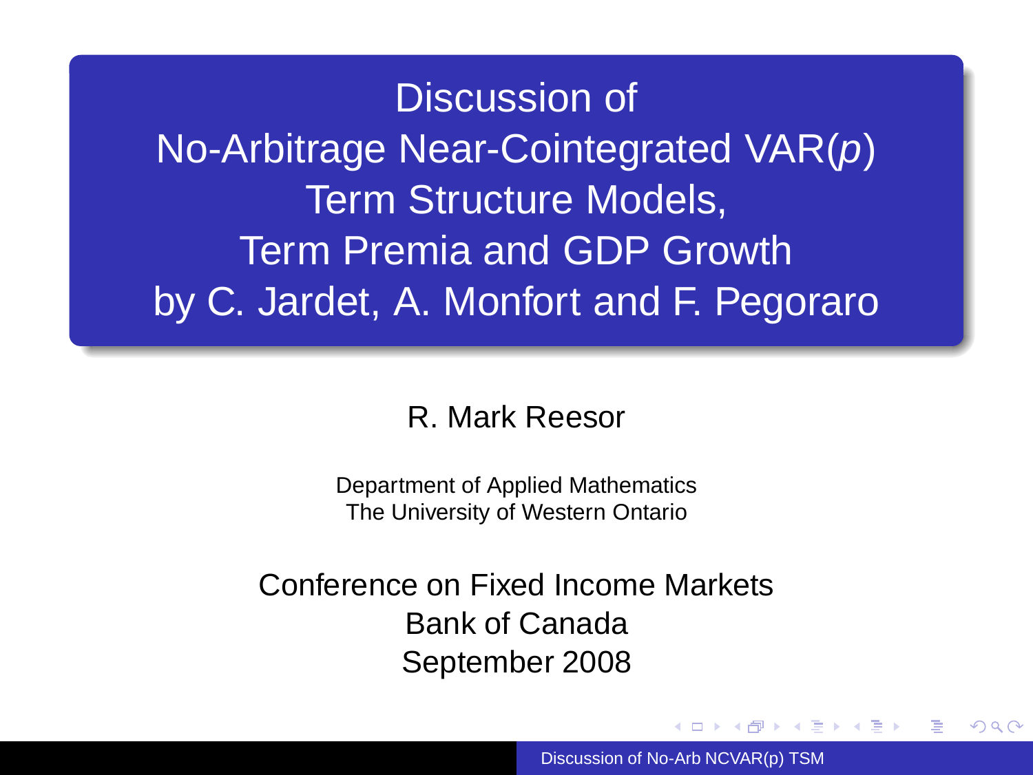# Discussion of No-Arbitrage Near-Cointegrated VAR($p$) Term Structure Models, Term Premia and GDP Growth by C. Jardet, A. Monfort and F. Pegoraro

R. Mark Reesor

Department of Applied Mathematics
The University of Western Ontario

Conference on Fixed Income Markets
Bank of Canada
September 2008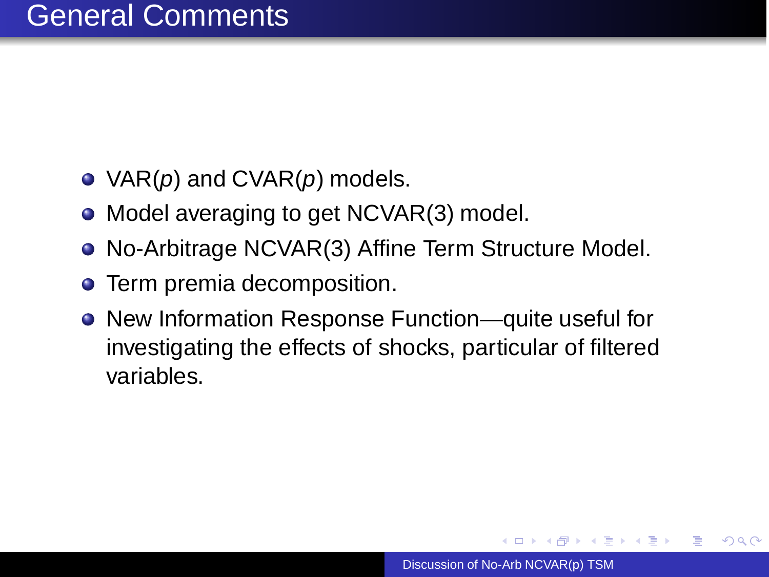## General Comments

- VAR($p$) and CVAR($p$) models.
- Model averaging to get NCVAR(3) model.
- No-Arbitrage NCVAR(3) Affine Term Structure Model.
- Term premia decomposition.
- New Information Response Function—quite useful for investigating the effects of shocks, particular of filtered variables.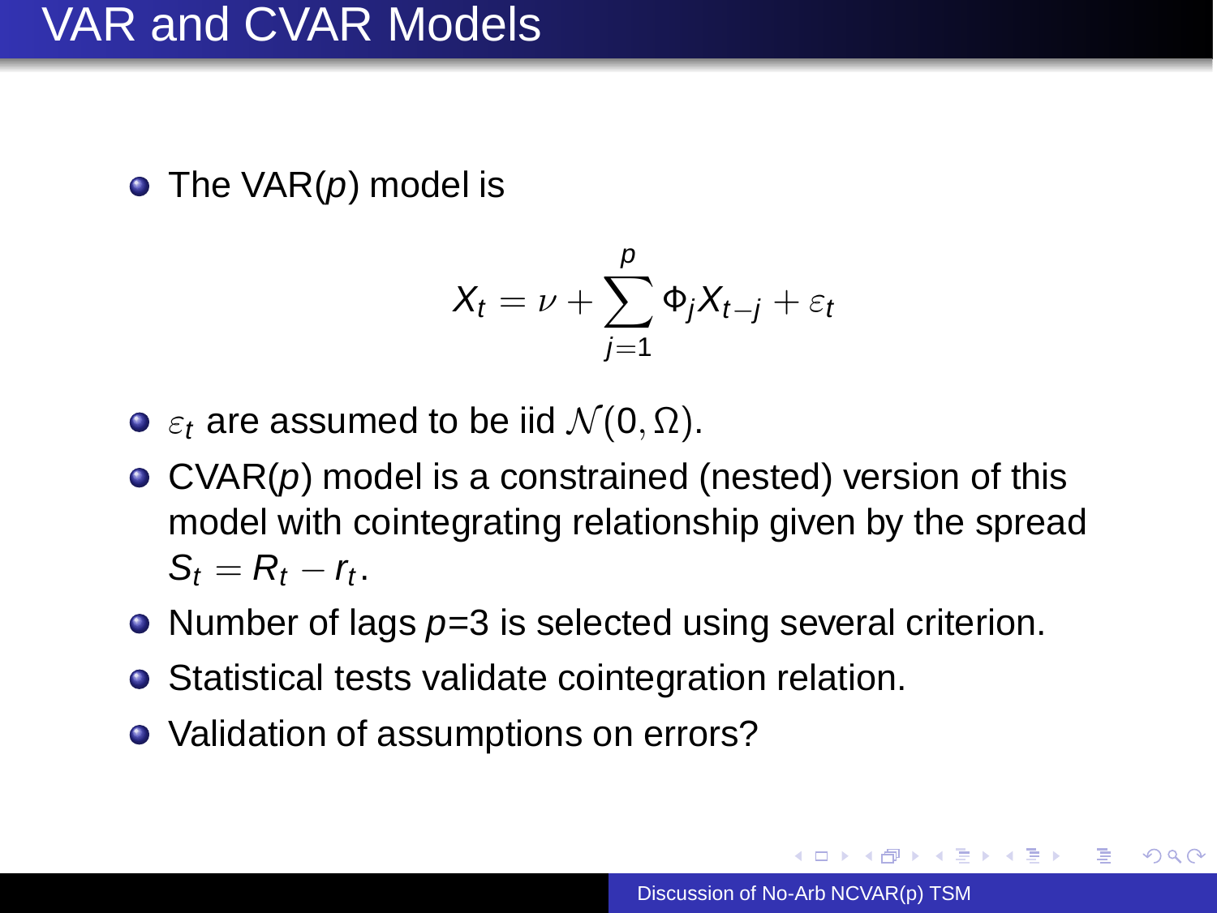# VAR and CVAR Models

- The VAR($p$) model is

$$X_t = \nu + \sum_{j=1}^{p} \Phi_j X_{t-j} + \varepsilon_t$$

- $\varepsilon_t$ are assumed to be iid $\mathcal{N}(0, \Omega)$.
- CVAR($p$) model is a constrained (nested) version of this model with cointegrating relationship given by the spread $S_t = R_t - r_t$.
- Number of lags $p$=3 is selected using several criterion.
- Statistical tests validate cointegration relation.
- Validation of assumptions on errors?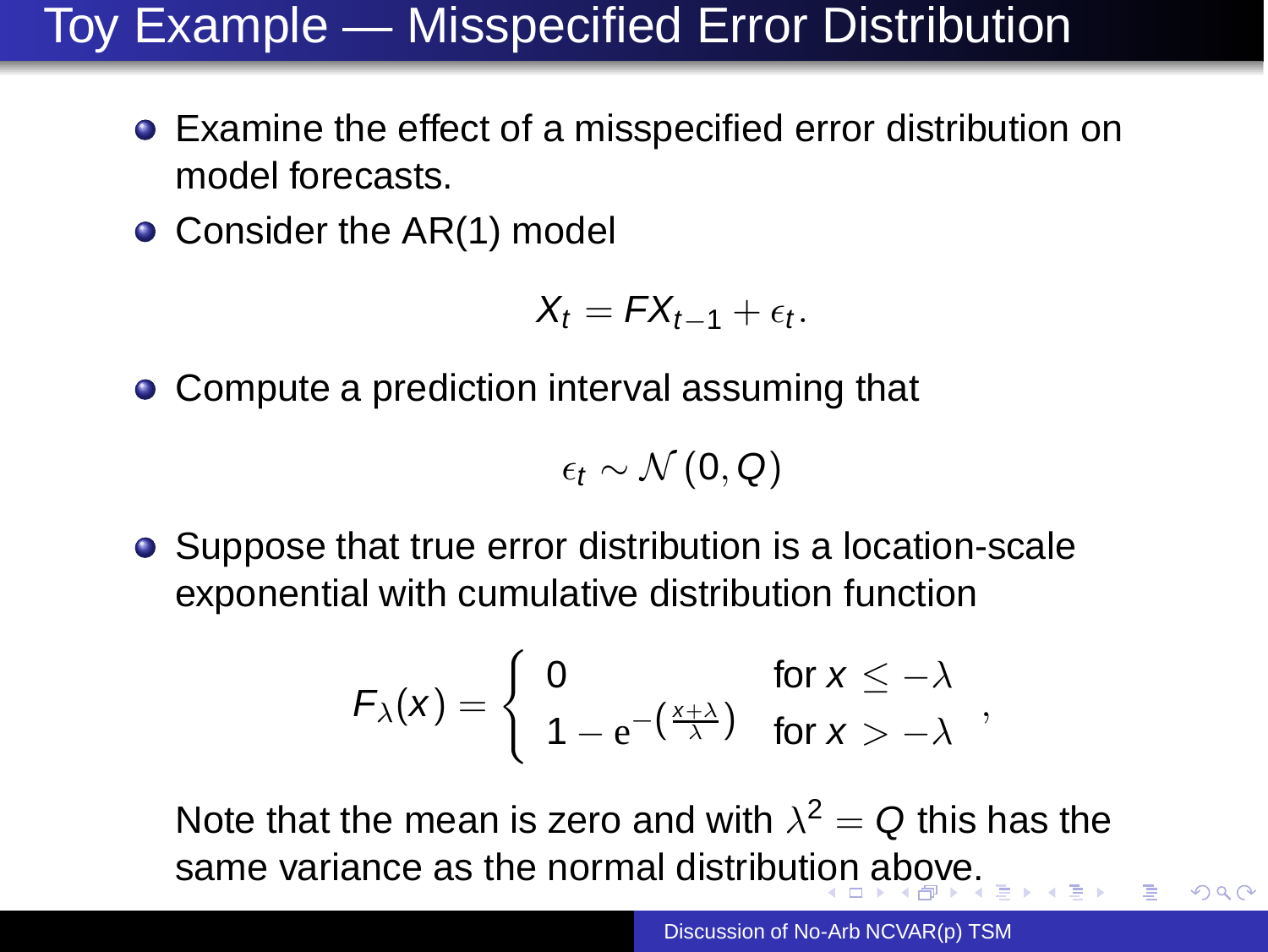# Toy Example — Misspecified Error Distribution

- Examine the effect of a misspecified error distribution on model forecasts.
- Consider the AR(1) model

$$X_t = FX_{t-1} + \epsilon_t.$$

- Compute a prediction interval assuming that

$$\epsilon_t \sim \mathcal{N}(0, Q)$$

- Suppose that true error distribution is a location-scale exponential with cumulative distribution function

$$F_\lambda(x) = \begin{cases} 0 & \text{for } x \leq -\lambda \\ 1 - \mathrm{e}^{-\left(\frac{x+\lambda}{\lambda}\right)} & \text{for } x > -\lambda \end{cases},$$

  Note that the mean is zero and with $\lambda^2 = Q$ this has the same variance as the normal distribution above.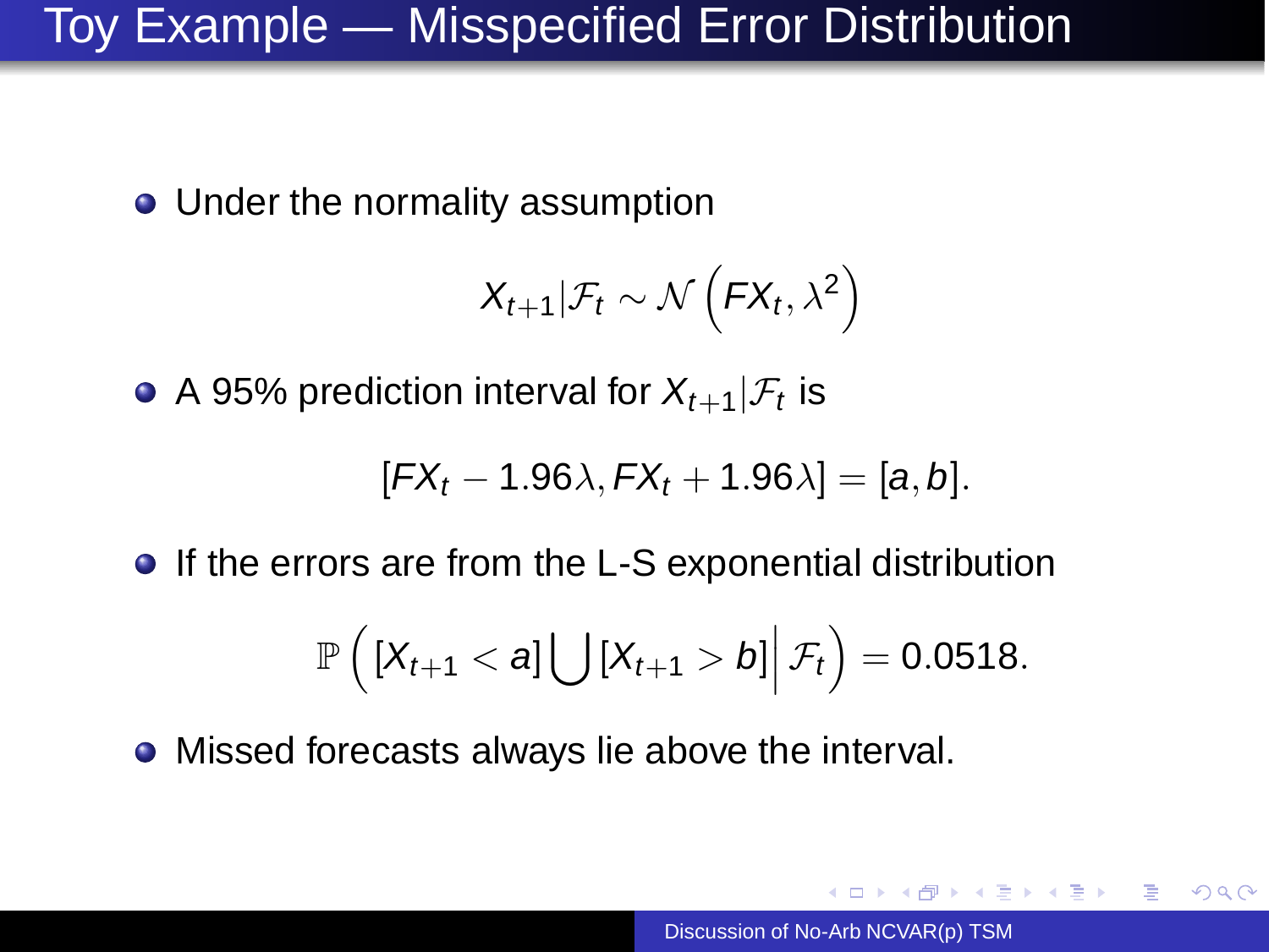# Toy Example — Misspecified Error Distribution

- Under the normality assumption

$$X_{t+1}|\mathcal{F}_t \sim \mathcal{N}\left(FX_t, \lambda^2\right)$$

- A 95% prediction interval for $X_{t+1}|\mathcal{F}_t$ is

$$[FX_t - 1.96\lambda, FX_t + 1.96\lambda] = [a, b].$$

- If the errors are from the L-S exponential distribution

$$\mathbb{P}\left( [X_{t+1} < a] \bigcup [X_{t+1} > b] \middle| \mathcal{F}_t \right) = 0.0518.$$

- Missed forecasts always lie above the interval.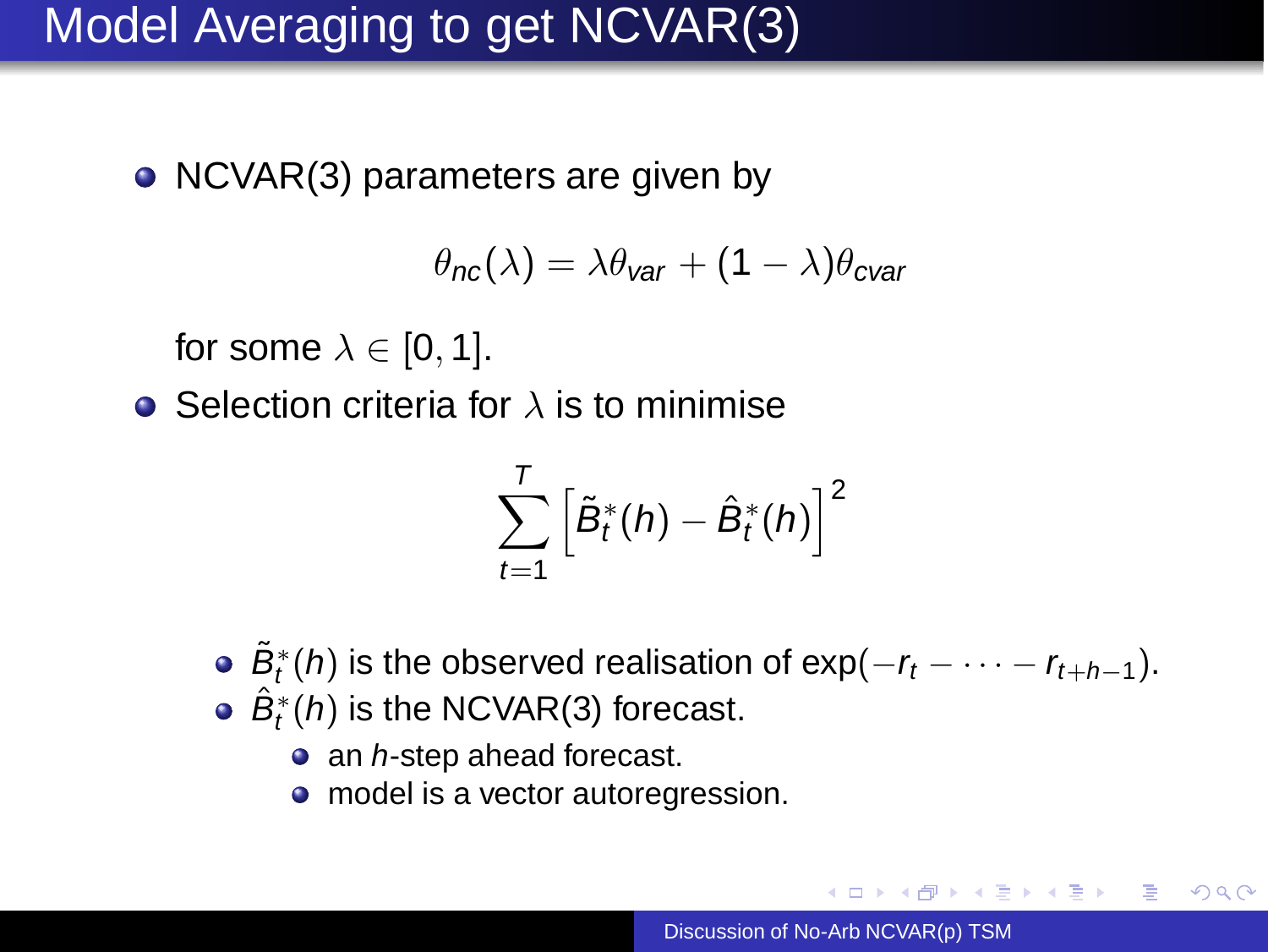# Model Averaging to get NCVAR(3)

- NCVAR(3) parameters are given by

$$\theta_{nc}(\lambda) = \lambda\theta_{var} + (1-\lambda)\theta_{cvar}$$

  for some $\lambda \in [0, 1]$.

- Selection criteria for $\lambda$ is to minimise

$$\sum_{t=1}^{T} \left[\tilde{B}_t^*(h) - \hat{B}_t^*(h)\right]^2$$

  - $\tilde{B}_t^*(h)$ is the observed realisation of $\exp(-r_t - \cdots - r_{t+h-1})$.
  - $\hat{B}_t^*(h)$ is the NCVAR(3) forecast.
    - an $h$-step ahead forecast.
    - model is a vector autoregression.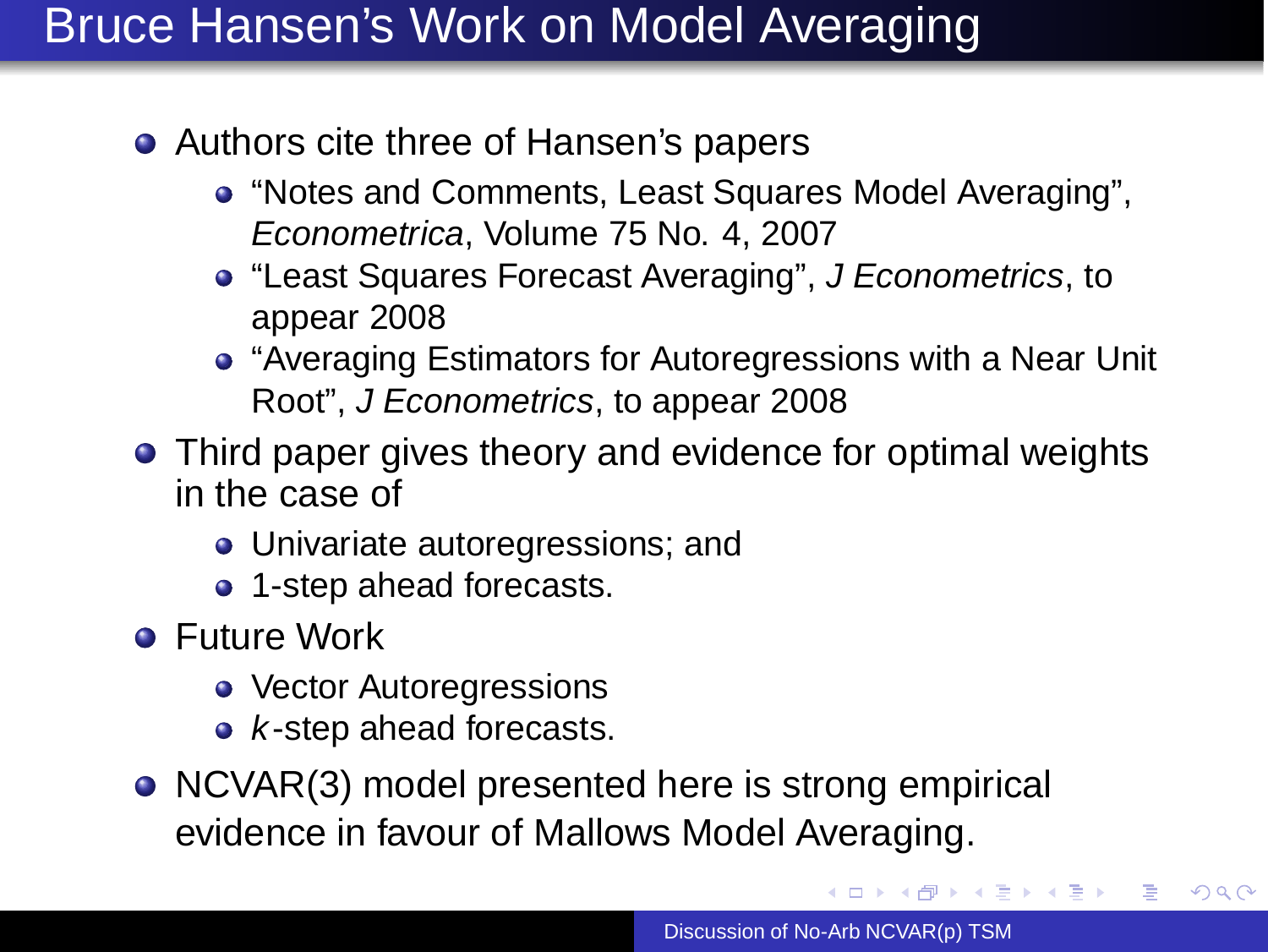# Bruce Hansen's Work on Model Averaging

- Authors cite three of Hansen's papers
  - "Notes and Comments, Least Squares Model Averaging", *Econometrica*, Volume 75 No. 4, 2007
  - "Least Squares Forecast Averaging", *J Econometrics*, to appear 2008
  - "Averaging Estimators for Autoregressions with a Near Unit Root", *J Econometrics*, to appear 2008
- Third paper gives theory and evidence for optimal weights in the case of
  - Univariate autoregressions; and
  - 1-step ahead forecasts.
- Future Work
  - Vector Autoregressions
  - $k$-step ahead forecasts.
- NCVAR(3) model presented here is strong empirical evidence in favour of Mallows Model Averaging.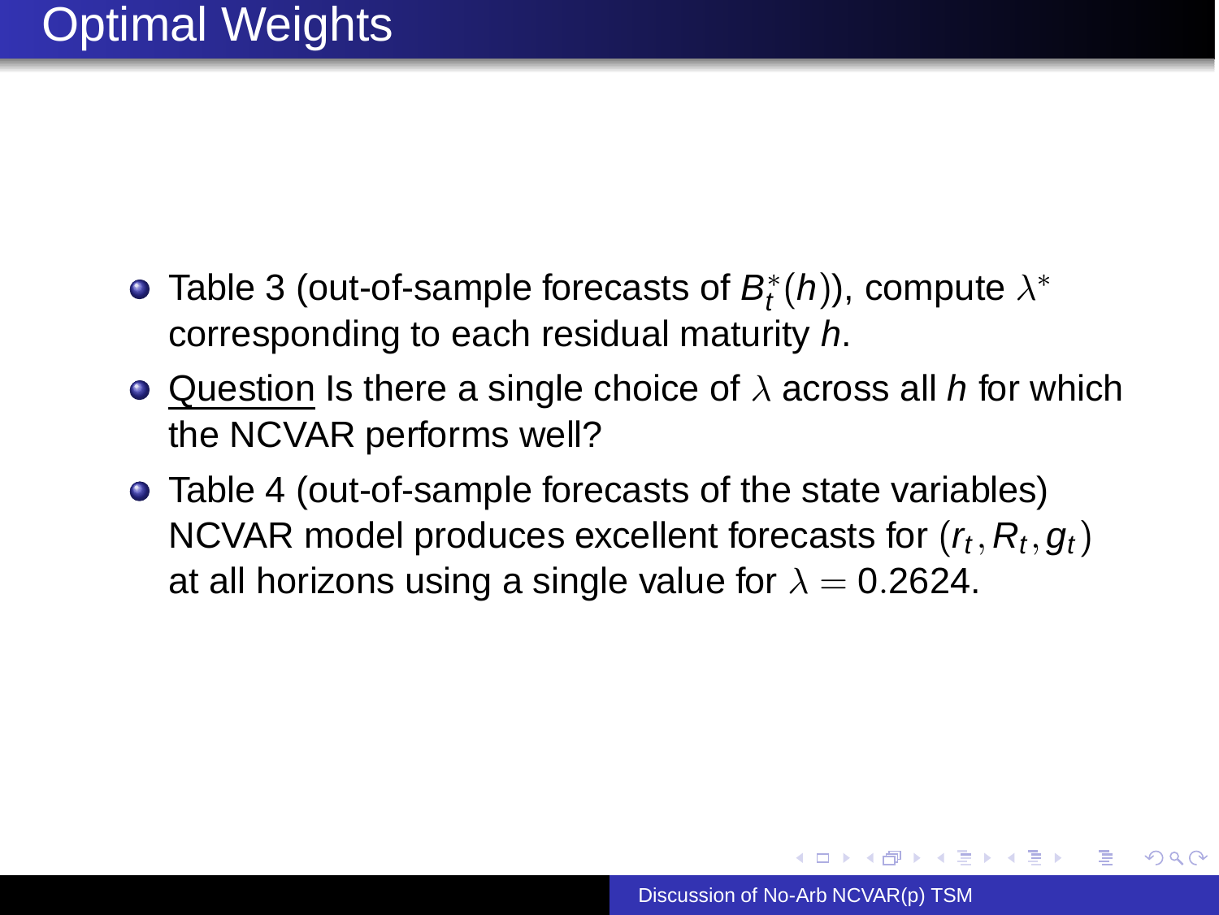# Optimal Weights

- Table 3 (out-of-sample forecasts of $B_t^*(h)$), compute $\lambda^*$ corresponding to each residual maturity $h$.
- Question Is there a single choice of $\lambda$ across all $h$ for which the NCVAR performs well?
- Table 4 (out-of-sample forecasts of the state variables) NCVAR model produces excellent forecasts for $(r_t, R_t, g_t)$ at all horizons using a single value for $\lambda = 0.2624$.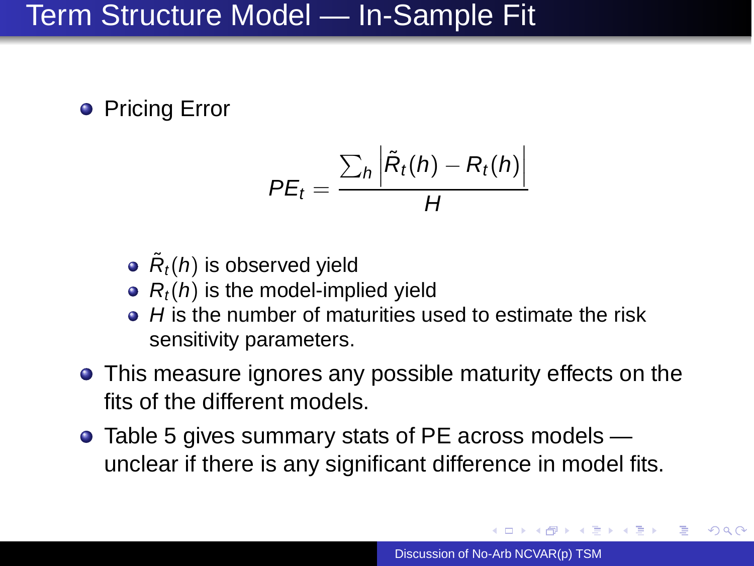# Term Structure Model — In-Sample Fit

- Pricing Error

$$PE_t = \frac{\sum_h \left|\tilde{R}_t(h) - R_t(h)\right|}{H}$$

  - $\tilde{R}_t(h)$ is observed yield
  - $R_t(h)$ is the model-implied yield
  - $H$ is the number of maturities used to estimate the risk sensitivity parameters.
- This measure ignores any possible maturity effects on the fits of the different models.
- Table 5 gives summary stats of PE across models — unclear if there is any significant difference in model fits.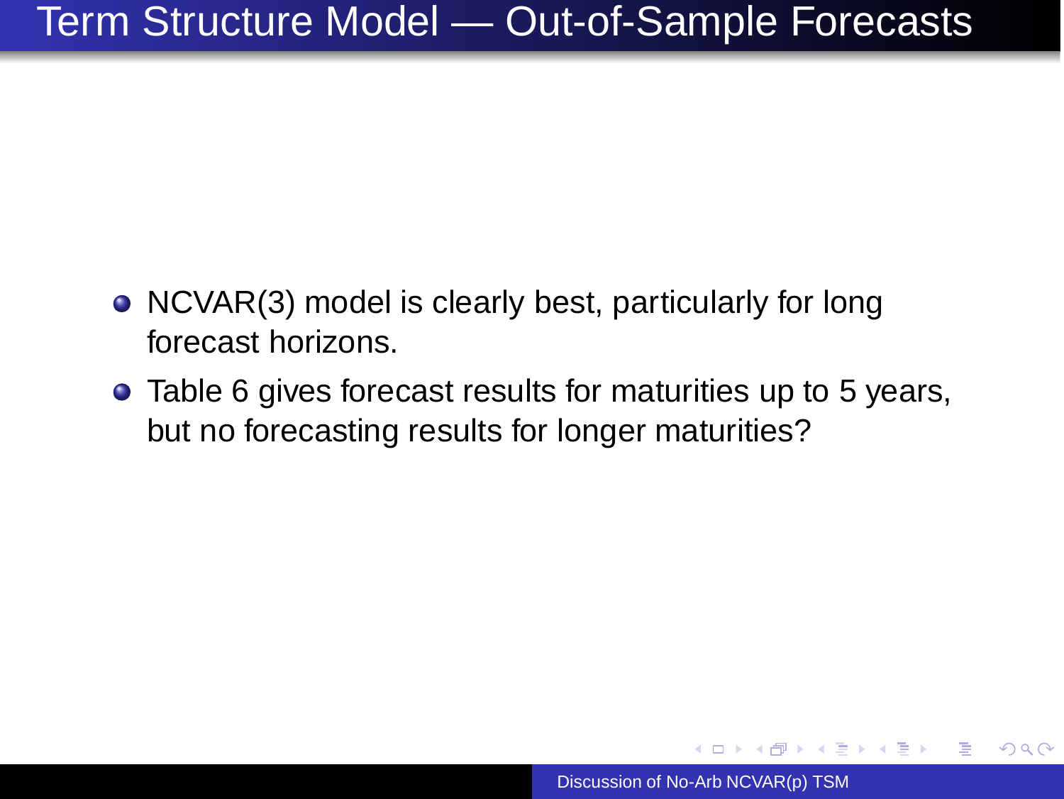# Term Structure Model — Out-of-Sample Forecasts

- NCVAR(3) model is clearly best, particularly for long forecast horizons.
- Table 6 gives forecast results for maturities up to 5 years, but no forecasting results for longer maturities?